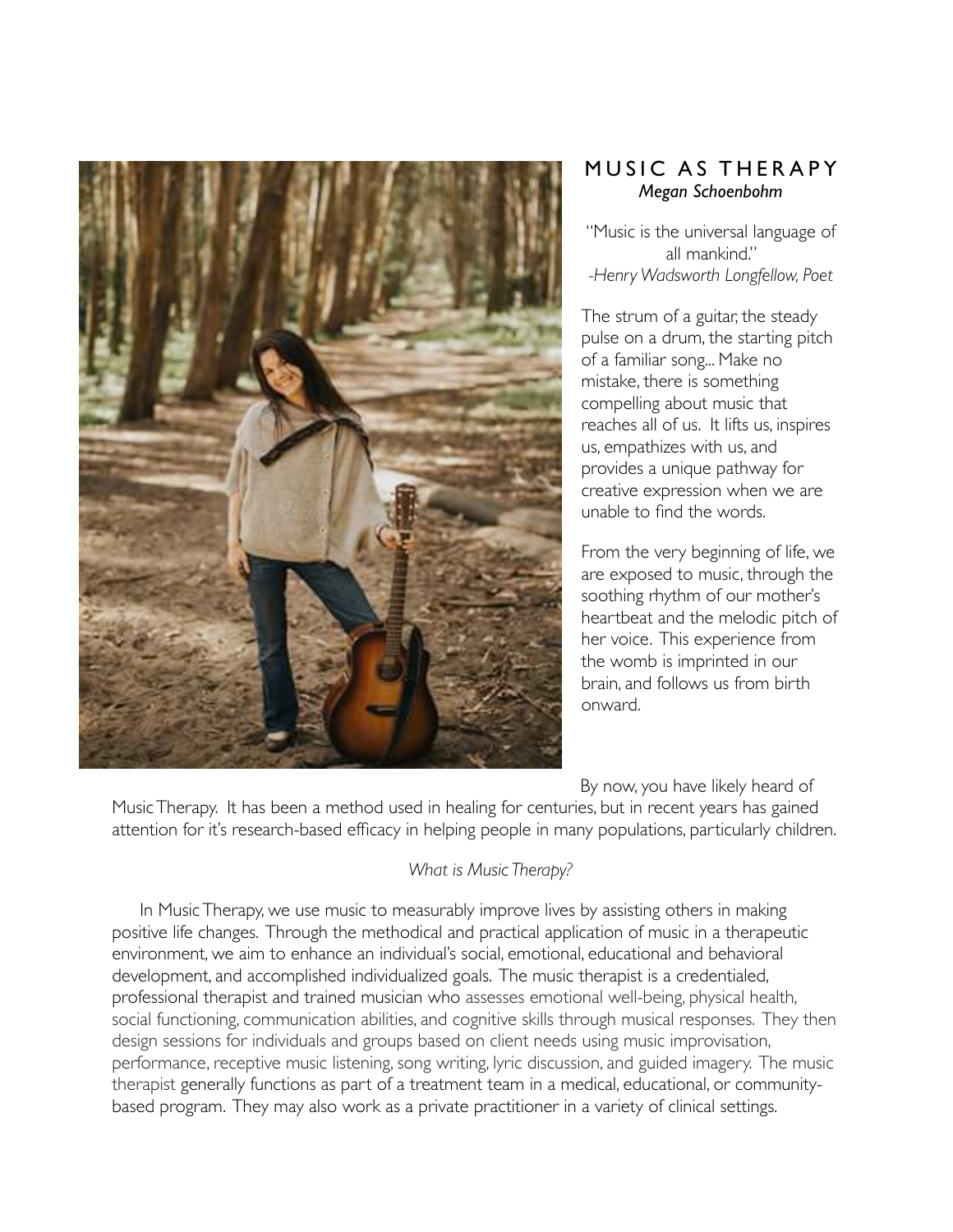# MUSIC AS THERAPY

***Megan Schoenbohm***

"Music is the universal language of all mankind."
*-Henry Wadsworth Longfellow, Poet*

The strum of a guitar, the steady pulse on a drum, the starting pitch of a familiar song... Make no mistake, there is something compelling about music that reaches all of us. It lifts us, inspires us, empathizes with us, and provides a unique pathway for creative expression when we are unable to find the words.

From the very beginning of life, we are exposed to music, through the soothing rhythm of our mother's heartbeat and the melodic pitch of her voice. This experience from the womb is imprinted in our brain, and follows us from birth onward.

By now, you have likely heard of Music Therapy. It has been a method used in healing for centuries, but in recent years has gained attention for it's research-based efficacy in helping people in many populations, particularly children.

*What is Music Therapy?*

In Music Therapy, we use music to measurably improve lives by assisting others in making positive life changes. Through the methodical and practical application of music in a therapeutic environment, we aim to enhance an individual's social, emotional, educational and behavioral development, and accomplished individualized goals. The music therapist is a credentialed, professional therapist and trained musician who assesses emotional well-being, physical health, social functioning, communication abilities, and cognitive skills through musical responses. They then design sessions for individuals and groups based on client needs using music improvisation, performance, receptive music listening, song writing, lyric discussion, and guided imagery. The music therapist generally functions as part of a treatment team in a medical, educational, or community-based program. They may also work as a private practitioner in a variety of clinical settings.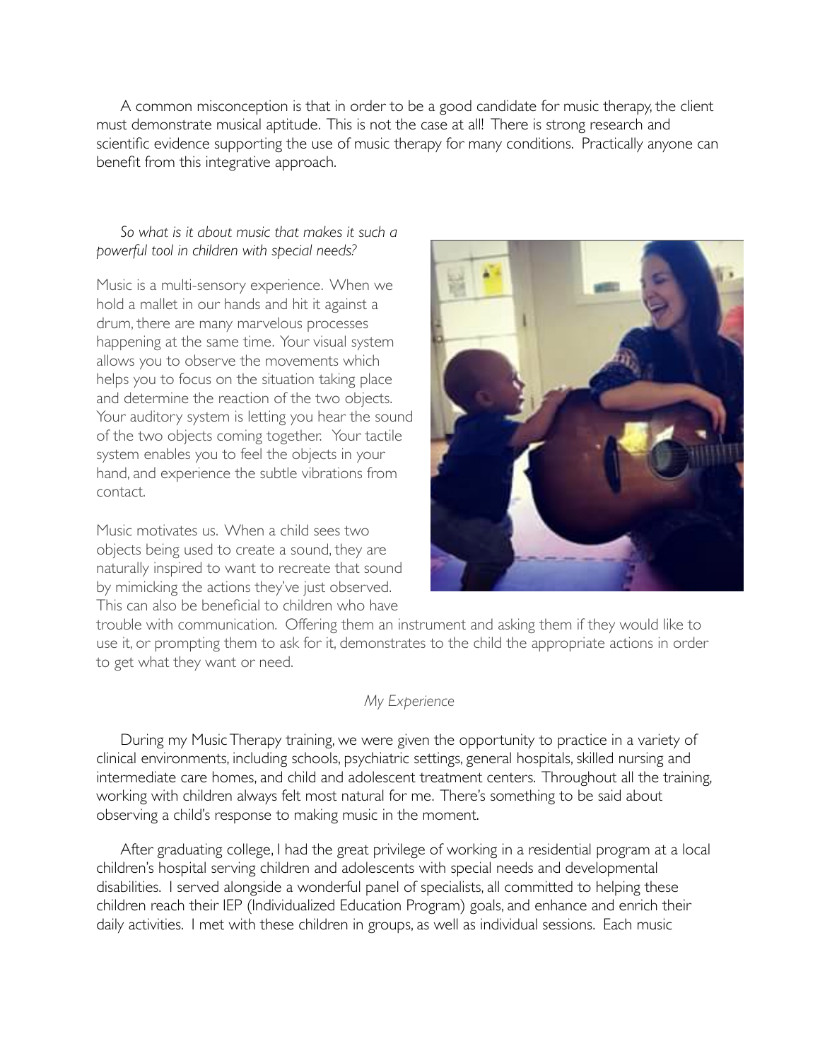A common misconception is that in order to be a good candidate for music therapy, the client must demonstrate musical aptitude. This is not the case at all! There is strong research and scientific evidence supporting the use of music therapy for many conditions. Practically anyone can benefit from this integrative approach.

*So what is it about music that makes it such a powerful tool in children with special needs?*

Music is a multi-sensory experience. When we hold a mallet in our hands and hit it against a drum, there are many marvelous processes happening at the same time. Your visual system allows you to observe the movements which helps you to focus on the situation taking place and determine the reaction of the two objects. Your auditory system is letting you hear the sound of the two objects coming together. Your tactile system enables you to feel the objects in your hand, and experience the subtle vibrations from contact.

Music motivates us. When a child sees two objects being used to create a sound, they are naturally inspired to want to recreate that sound by mimicking the actions they've just observed. This can also be beneficial to children who have trouble with communication. Offering them an instrument and asking them if they would like to use it, or prompting them to ask for it, demonstrates to the child the appropriate actions in order to get what they want or need.

*My Experience*

During my Music Therapy training, we were given the opportunity to practice in a variety of clinical environments, including schools, psychiatric settings, general hospitals, skilled nursing and intermediate care homes, and child and adolescent treatment centers. Throughout all the training, working with children always felt most natural for me. There's something to be said about observing a child's response to making music in the moment.

After graduating college, I had the great privilege of working in a residential program at a local children's hospital serving children and adolescents with special needs and developmental disabilities. I served alongside a wonderful panel of specialists, all committed to helping these children reach their IEP (Individualized Education Program) goals, and enhance and enrich their daily activities. I met with these children in groups, as well as individual sessions. Each music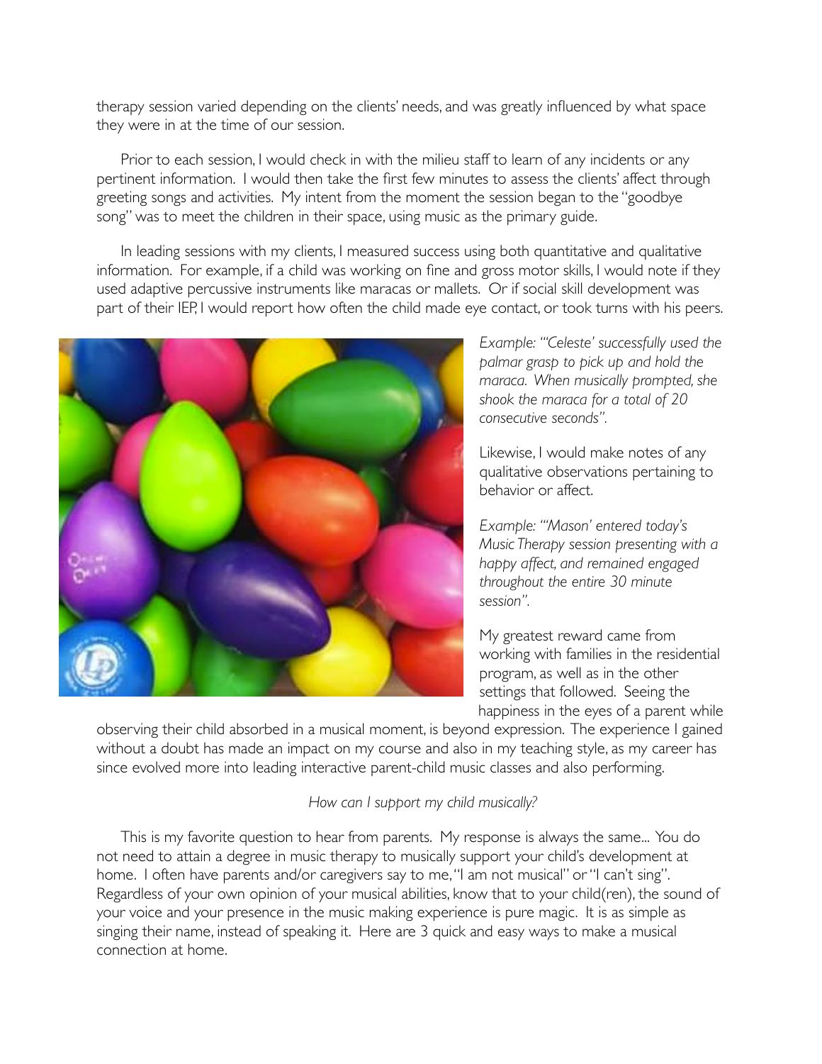therapy session varied depending on the clients' needs, and was greatly influenced by what space they were in at the time of our session.

Prior to each session, I would check in with the milieu staff to learn of any incidents or any pertinent information. I would then take the first few minutes to assess the clients' affect through greeting songs and activities. My intent from the moment the session began to the "goodbye song" was to meet the children in their space, using music as the primary guide.

In leading sessions with my clients, I measured success using both quantitative and qualitative information. For example, if a child was working on fine and gross motor skills, I would note if they used adaptive percussive instruments like maracas or mallets. Or if social skill development was part of their IEP, I would report how often the child made eye contact, or took turns with his peers.

*Example: "'Celeste' successfully used the palmar grasp to pick up and hold the maraca. When musically prompted, she shook the maraca for a total of 20 consecutive seconds".*

Likewise, I would make notes of any qualitative observations pertaining to behavior or affect.

*Example: "'Mason' entered today's Music Therapy session presenting with a happy affect, and remained engaged throughout the entire 30 minute session".*

My greatest reward came from working with families in the residential program, as well as in the other settings that followed. Seeing the happiness in the eyes of a parent while observing their child absorbed in a musical moment, is beyond expression. The experience I gained without a doubt has made an impact on my course and also in my teaching style, as my career has since evolved more into leading interactive parent-child music classes and also performing.

*How can I support my child musically?*

This is my favorite question to hear from parents. My response is always the same... You do not need to attain a degree in music therapy to musically support your child's development at home. I often have parents and/or caregivers say to me, "I am not musical" or "I can't sing". Regardless of your own opinion of your musical abilities, know that to your child(ren), the sound of your voice and your presence in the music making experience is pure magic. It is as simple as singing their name, instead of speaking it. Here are 3 quick and easy ways to make a musical connection at home.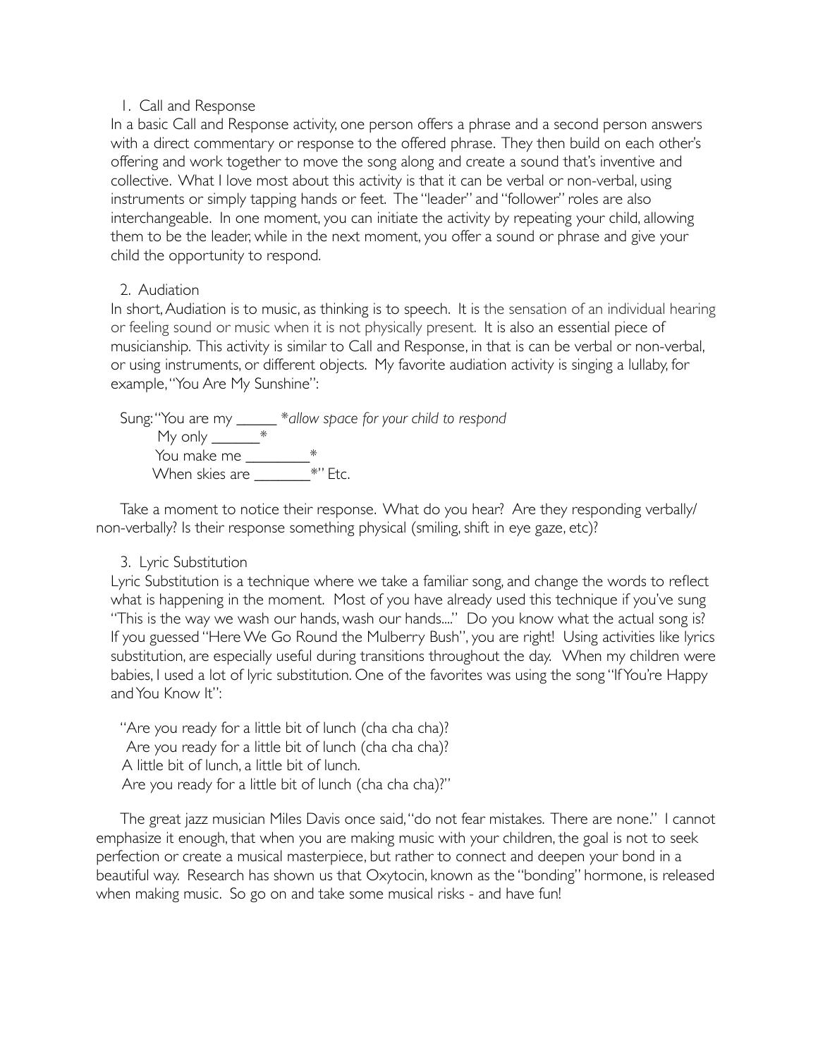1. Call and Response

In a basic Call and Response activity, one person offers a phrase and a second person answers with a direct commentary or response to the offered phrase. They then build on each other's offering and work together to move the song along and create a sound that's inventive and collective. What I love most about this activity is that it can be verbal or non-verbal, using instruments or simply tapping hands or feet. The "leader" and "follower" roles are also interchangeable. In one moment, you can initiate the activity by repeating your child, allowing them to be the leader, while in the next moment, you offer a sound or phrase and give your child the opportunity to respond.

2. Audiation

In short, Audiation is to music, as thinking is to speech. It is the sensation of an individual hearing or feeling sound or music when it is not physically present. It is also an essential piece of musicianship. This activity is similar to Call and Response, in that is can be verbal or non-verbal, or using instruments, or different objects. My favorite audiation activity is singing a lullaby, for example, "You Are My Sunshine":

Sung: "You are my _____ **allow space for your child to respond*

My only ______*

You make me ________*

When skies are _______*" Etc.

Take a moment to notice their response. What do you hear? Are they responding verbally/non-verbally? Is their response something physical (smiling, shift in eye gaze, etc)?

3. Lyric Substitution

Lyric Substitution is a technique where we take a familiar song, and change the words to reflect what is happening in the moment. Most of you have already used this technique if you've sung "This is the way we wash our hands, wash our hands...." Do you know what the actual song is? If you guessed "Here We Go Round the Mulberry Bush", you are right! Using activities like lyrics substitution, are especially useful during transitions throughout the day. When my children were babies, I used a lot of lyric substitution. One of the favorites was using the song "If You're Happy and You Know It":

"Are you ready for a little bit of lunch (cha cha cha)?
Are you ready for a little bit of lunch (cha cha cha)?
A little bit of lunch, a little bit of lunch.
Are you ready for a little bit of lunch (cha cha cha)?"

The great jazz musician Miles Davis once said, "do not fear mistakes. There are none." I cannot emphasize it enough, that when you are making music with your children, the goal is not to seek perfection or create a musical masterpiece, but rather to connect and deepen your bond in a beautiful way. Research has shown us that Oxytocin, known as the "bonding" hormone, is released when making music. So go on and take some musical risks - and have fun!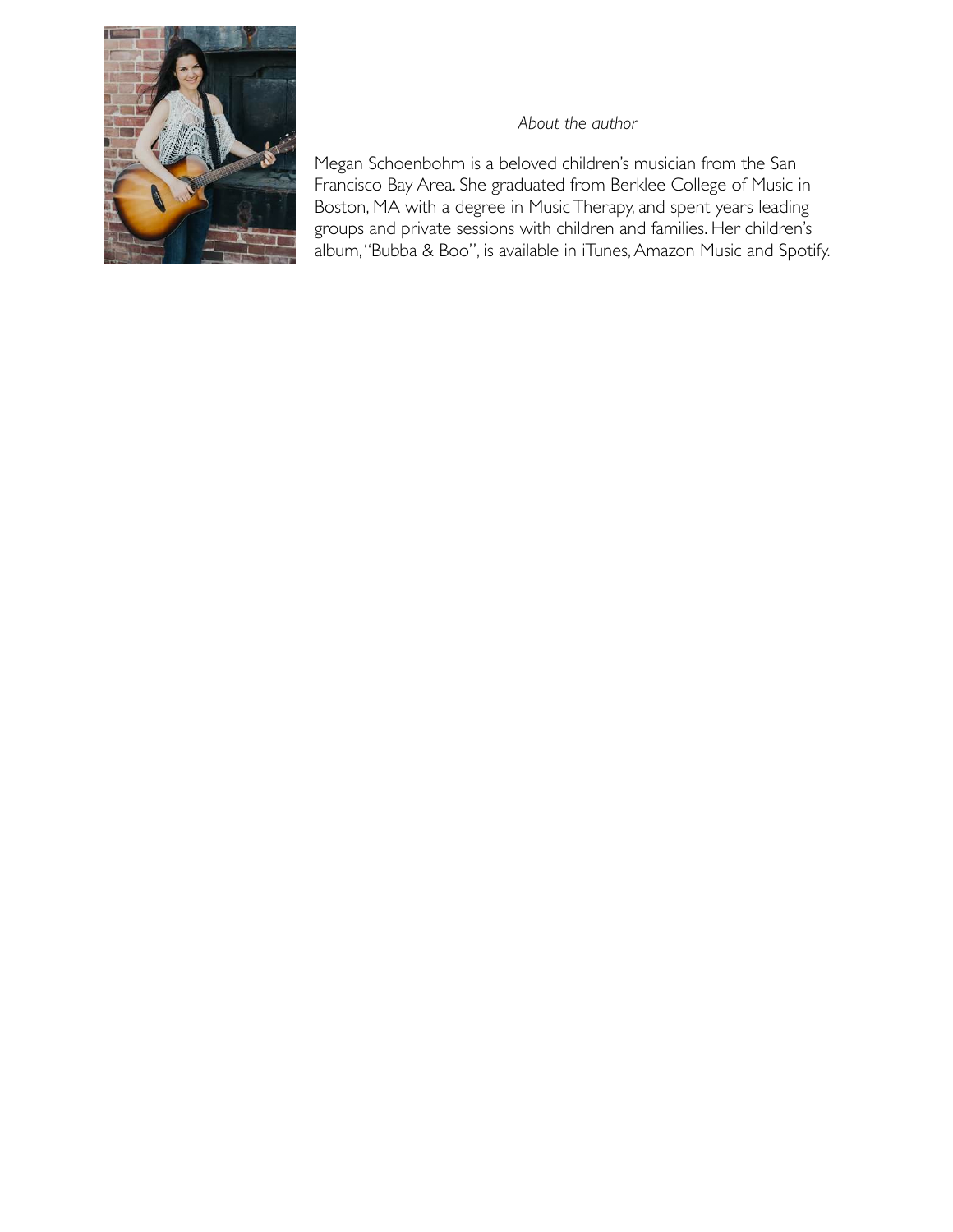*About the author*

Megan Schoenbohm is a beloved children's musician from the San Francisco Bay Area. She graduated from Berklee College of Music in Boston, MA with a degree in Music Therapy, and spent years leading groups and private sessions with children and families. Her children's album, "Bubba & Boo", is available in iTunes, Amazon Music and Spotify.